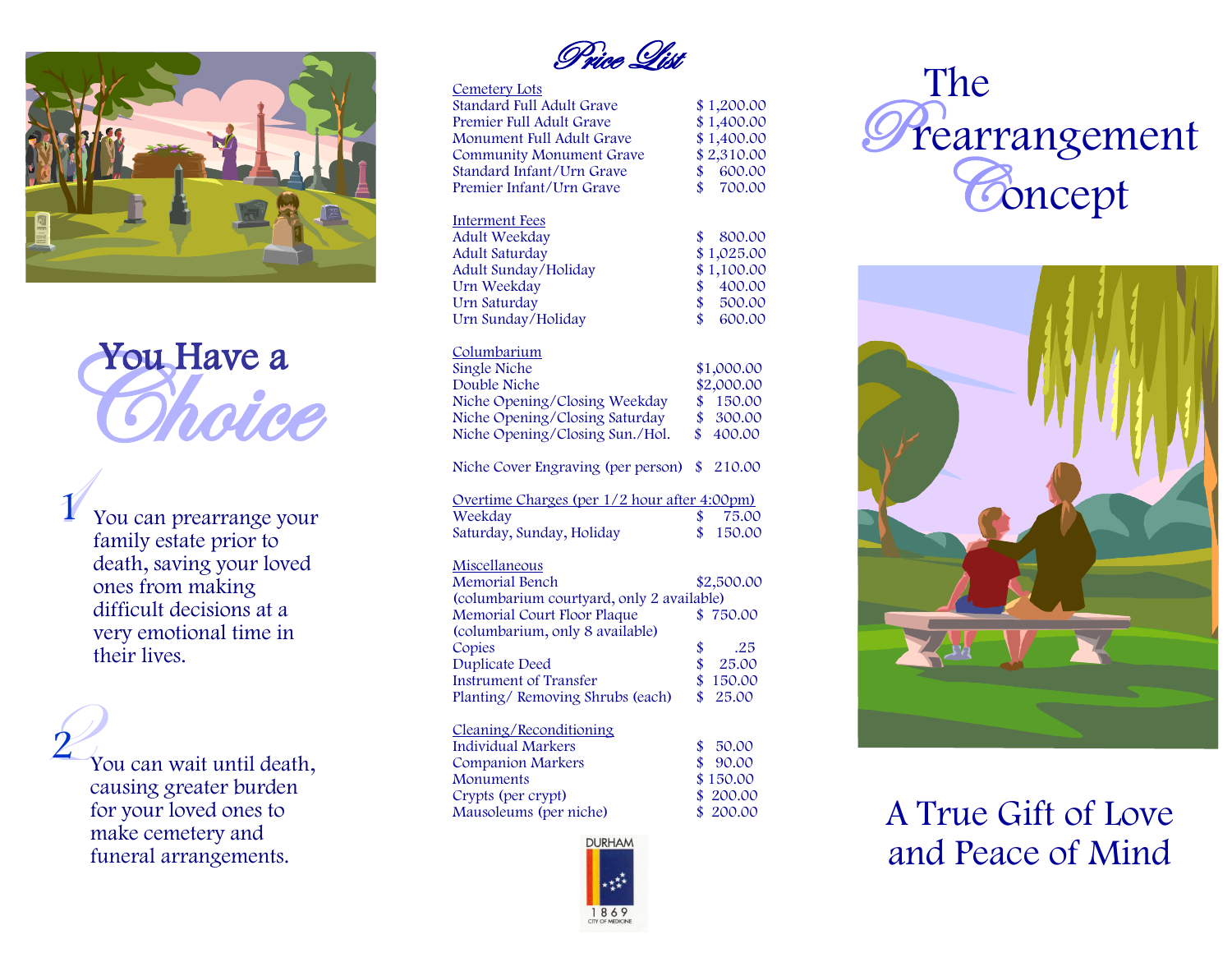# You Have a Choice

1. You can prearrange your family estate prior to death, saving your loved ones from making difficult decisions at a very emotional time in their lives.

2. You can wait until death, causing greater burden for your loved ones to make cemetery and funeral arrangements.

## Price List

**Cemetery Lots**

| | |
|---|---|
| Standard Full Adult Grave | $ 1,200.00 |
| Premier Full Adult Grave | $ 1,400.00 |
| Monument Full Adult Grave | $ 1,400.00 |
| Community Monument Grave | $ 2,310.00 |
| Standard Infant/Urn Grave | $ 600.00 |
| Premier Infant/Urn Grave | $ 700.00 |

**Interment Fees**

| | |
|---|---|
| Adult Weekday | $ 800.00 |
| Adult Saturday | $ 1,025.00 |
| Adult Sunday/Holiday | $ 1,100.00 |
| Urn Weekday | $ 400.00 |
| Urn Saturday | $ 500.00 |
| Urn Sunday/Holiday | $ 600.00 |

**Columbarium**

| | |
|---|---|
| Single Niche | $1,000.00 |
| Double Niche | $2,000.00 |
| Niche Opening/Closing Weekday | $ 150.00 |
| Niche Opening/Closing Saturday | $ 300.00 |
| Niche Opening/Closing Sun./Hol. | $ 400.00 |

| | |
|---|---|
| Niche Cover Engraving (per person) | $ 210.00 |

**Overtime Charges (per 1/2 hour after 4:00pm)**

| | |
|---|---|
| Weekday | $ 75.00 |
| Saturday, Sunday, Holiday | $ 150.00 |

**Miscellaneous**

| | |
|---|---|
| Memorial Bench (columbarium courtyard, only 2 available) | $2,500.00 |
| Memorial Court Floor Plaque (columbarium, only 8 available) | $ 750.00 |
| Copies | $ .25 |
| Duplicate Deed | $ 25.00 |
| Instrument of Transfer | $ 150.00 |
| Planting/ Removing Shrubs (each) | $ 25.00 |

**Cleaning/Reconditioning**

| | |
|---|---|
| Individual Markers | $ 50.00 |
| Companion Markers | $ 90.00 |
| Monuments | $ 150.00 |
| Crypts (per crypt) | $ 200.00 |
| Mausoleums (per niche) | $ 200.00 |

DURHAM 1869 CITY OF MEDICINE

# The Prearrangement Concept

A True Gift of Love and Peace of Mind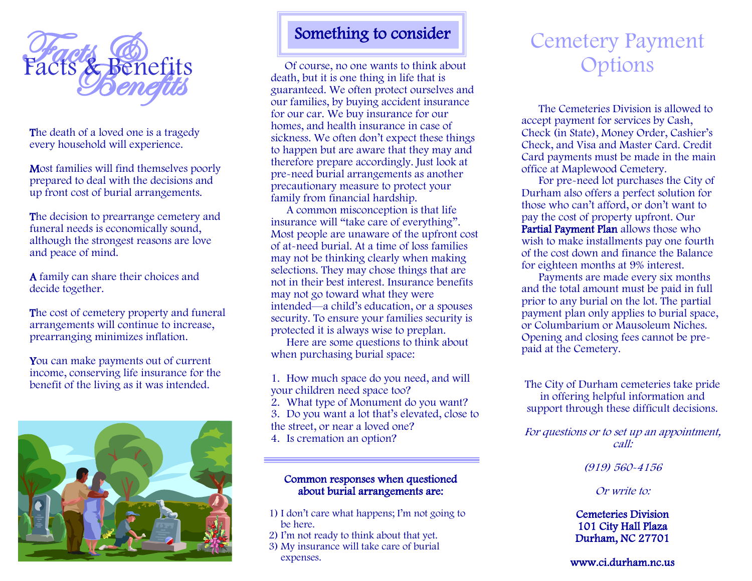# Facts & Benefits

The death of a loved one is a tragedy every household will experience.

Most families will find themselves poorly prepared to deal with the decisions and up front cost of burial arrangements.

The decision to prearrange cemetery and funeral needs is economically sound, although the strongest reasons are love and peace of mind.

A family can share their choices and decide together.

The cost of cemetery property and funeral arrangements will continue to increase, prearranging minimizes inflation.

You can make payments out of current income, conserving life insurance for the benefit of the living as it was intended.

## Something to consider

Of course, no one wants to think about death, but it is one thing in life that is guaranteed. We often protect ourselves and our families, by buying accident insurance for our car. We buy insurance for our homes, and health insurance in case of sickness. We often don't expect these things to happen but are aware that they may and therefore prepare accordingly. Just look at pre-need burial arrangements as another precautionary measure to protect your family from financial hardship.

A common misconception is that life insurance will "take care of everything". Most people are unaware of the upfront cost of at-need burial. At a time of loss families may not be thinking clearly when making selections. They may chose things that are not in their best interest. Insurance benefits may not go toward what they were intended—a child's education, or a spouses security. To ensure your families security is protected it is always wise to preplan.

Here are some questions to think about when purchasing burial space:

1. How much space do you need, and will your children need space too?
2. What type of Monument do you want?
3. Do you want a lot that's elevated, close to the street, or near a loved one?
4. Is cremation an option?

**Common responses when questioned about burial arrangements are:**

1) I don't care what happens; I'm not going to be here.
2) I'm not ready to think about that yet.
3) My insurance will take care of burial expenses.

## Cemetery Payment Options

The Cemeteries Division is allowed to accept payment for services by Cash, Check (in State), Money Order, Cashier's Check, and Visa and Master Card. Credit Card payments must be made in the main office at Maplewood Cemetery.

For pre-need lot purchases the City of Durham also offers a perfect solution for those who can't afford, or don't want to pay the cost of property upfront. Our **Partial Payment Plan** allows those who wish to make installments pay one fourth of the cost down and finance the Balance for eighteen months at 9% interest.

Payments are made every six months and the total amount must be paid in full prior to any burial on the lot. The partial payment plan only applies to burial space, or Columbarium or Mausoleum Niches. Opening and closing fees cannot be pre-paid at the Cemetery.

The City of Durham cemeteries take pride in offering helpful information and support through these difficult decisions.

*For questions or to set up an appointment, call:*

*(919) 560-4156*

*Or write to:*

**Cemeteries Division**
**101 City Hall Plaza**
**Durham, NC 27701**

**www.ci.durham.nc.us**